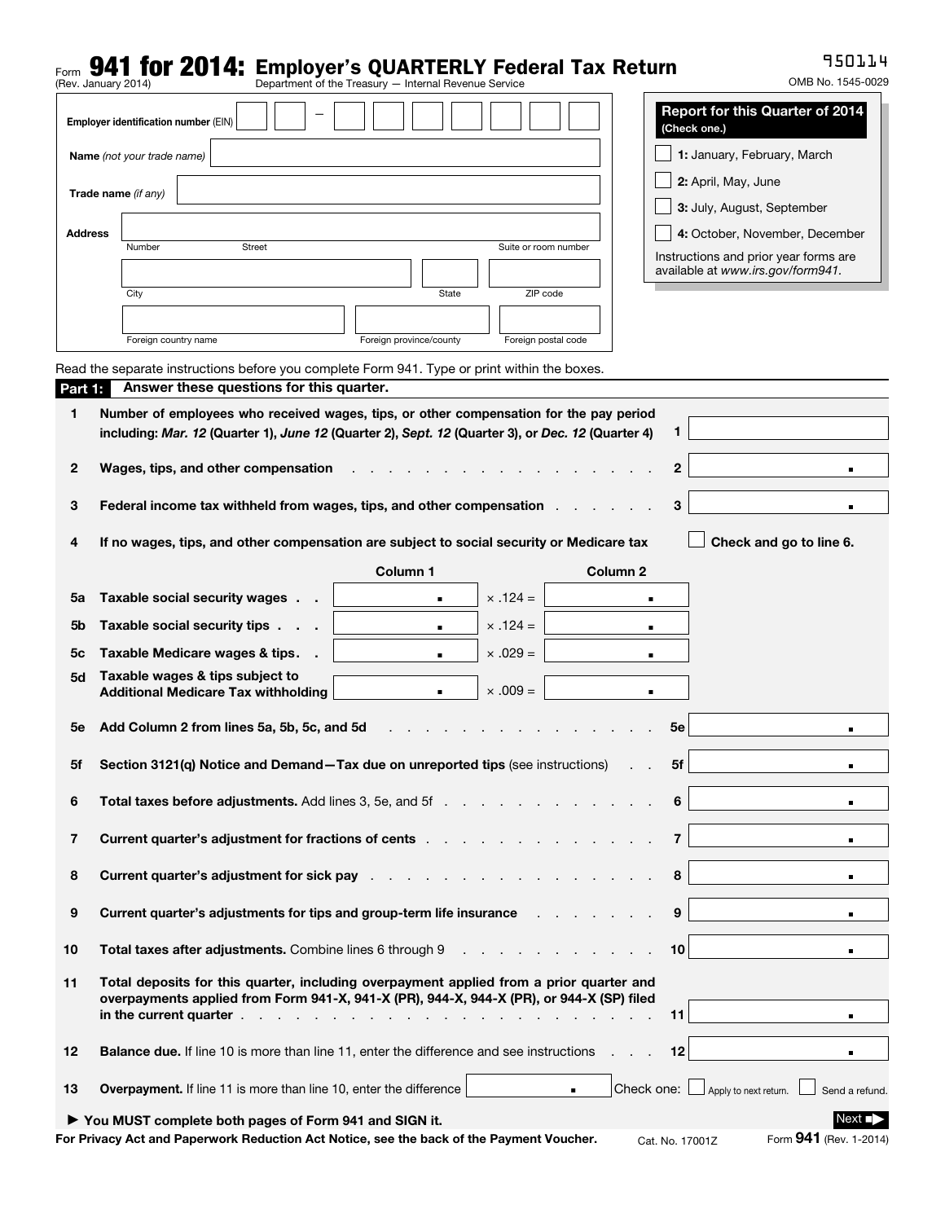Form **941 for 2014: Employer's QUARTERLY Federal Tax Return**

(Rev. January 2014) Department of the Treasury — Internal Revenue Service

950114

OMB No. 1545-0029

**Employer identification number** (EIN) ☐☐ – ☐☐☐☐☐☐☐

**Name** *(not your trade name)* ____________________

**Trade name** *(if any)* ____________________

**Address** ____________________
Number Street Suite or room number

____________________
City State ZIP code

____________________
Foreign country name Foreign province/county Foreign postal code

**Report for this Quarter of 2014**
**(Check one.)**

- ☐ **1:** January, February, March
- ☐ **2:** April, May, June
- ☐ **3:** July, August, September
- ☐ **4:** October, November, December

Instructions and prior year forms are available at *www.irs.gov/form941.*

Read the separate instructions before you complete Form 941. Type or print within the boxes.

## Part 1: Answer these questions for this quarter.

| | | | |
|---|---|---|---|
| **1** | **Number of employees who received wages, tips, or other compensation for the pay period including:** ***Mar. 12*** **(Quarter 1),** ***June 12*** **(Quarter 2),** ***Sept. 12*** **(Quarter 3), or** ***Dec. 12*** **(Quarter 4)** | 1 | |
| **2** | **Wages, tips, and other compensation** | 2 | . |
| **3** | **Federal income tax withheld from wages, tips, and other compensation** | 3 | . |
| **4** | **If no wages, tips, and other compensation are subject to social security or Medicare tax** | ☐ | **Check and go to line 6.** |

| | | Column 1 | | Column 2 |
|---|---|---|---|---|
| **5a** | **Taxable social security wages** | . | × .124 = | . |
| **5b** | **Taxable social security tips** | . | × .124 = | . |
| **5c** | **Taxable Medicare wages & tips** | . | × .029 = | . |
| **5d** | **Taxable wages & tips subject to Additional Medicare Tax withholding** | . | × .009 = | . |

| | | | |
|---|---|---|---|
| **5e** | **Add Column 2 from lines 5a, 5b, 5c, and 5d** | 5e | . |
| **5f** | **Section 3121(q) Notice and Demand—Tax due on unreported tips** (see instructions) | 5f | . |
| **6** | **Total taxes before adjustments.** Add lines 3, 5e, and 5f | 6 | . |
| **7** | **Current quarter's adjustment for fractions of cents** | 7 | . |
| **8** | **Current quarter's adjustment for sick pay** | 8 | . |
| **9** | **Current quarter's adjustments for tips and group-term life insurance** | 9 | . |
| **10** | **Total taxes after adjustments.** Combine lines 6 through 9 | 10 | . |
| **11** | **Total deposits for this quarter, including overpayment applied from a prior quarter and overpayments applied from Form 941-X, 941-X (PR), 944-X, 944-X (PR), or 944-X (SP) filed in the current quarter** | 11 | . |
| **12** | **Balance due.** If line 10 is more than line 11, enter the difference and see instructions | 12 | . |

**13** **Overpayment.** If line 11 is more than line 10, enter the difference ______ . Check one: ☐ Apply to next return. ☐ Send a refund.

► **You MUST complete both pages of Form 941 and SIGN it.**

Next ■▶

**For Privacy Act and Paperwork Reduction Act Notice, see the back of the Payment Voucher.** Cat. No. 17001Z Form **941** (Rev. 1-2014)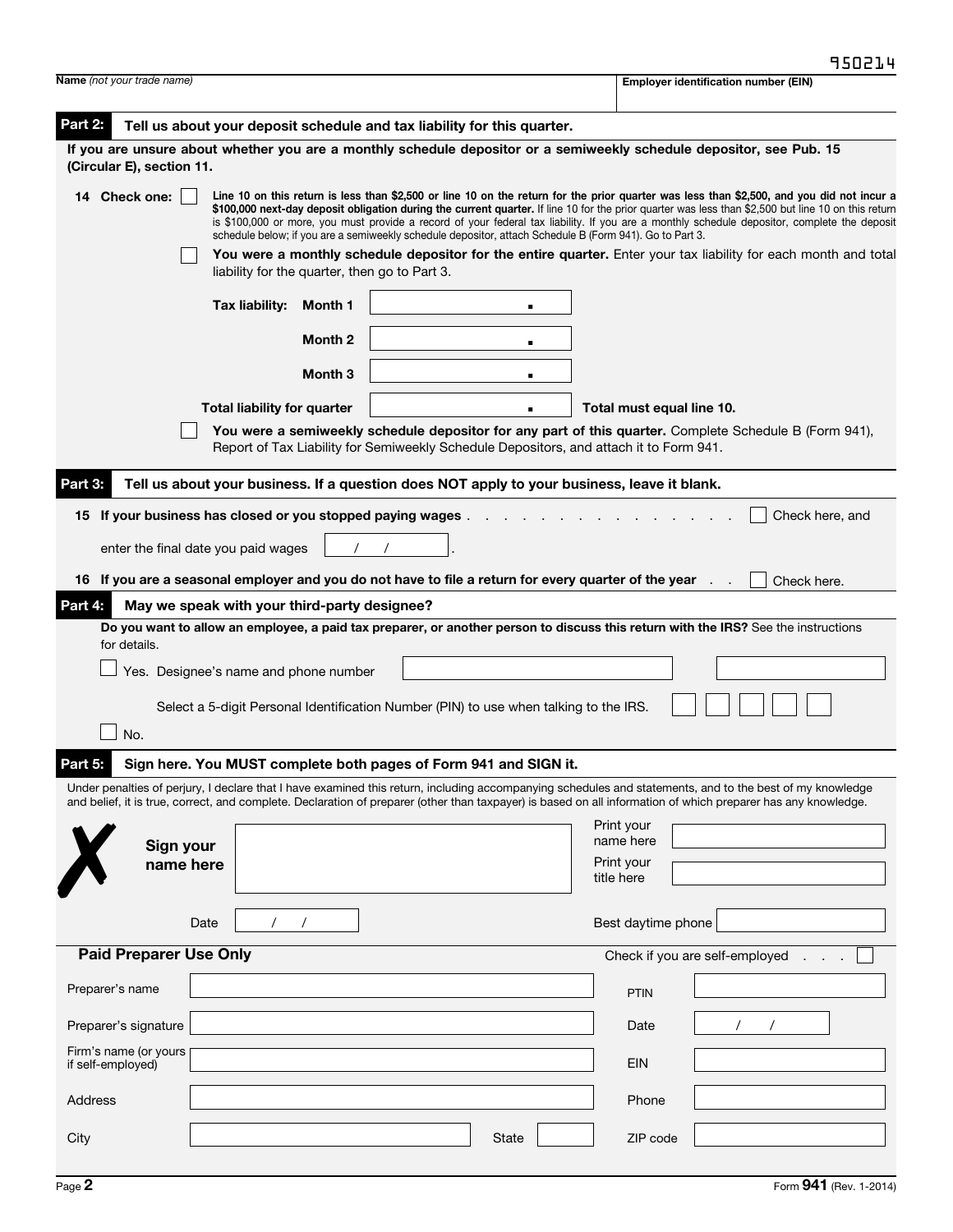950214

**Name** *(not your trade name)*

**Employer identification number (EIN)**

## Part 2: Tell us about your deposit schedule and tax liability for this quarter.

**If you are unsure about whether you are a monthly schedule depositor or a semiweekly schedule depositor, see Pub. 15 (Circular E), section 11.**

**14 Check one:**

☐ **Line 10 on this return is less than $2,500 or line 10 on the return for the prior quarter was less than $2,500, and you did not incur a $100,000 next-day deposit obligation during the current quarter.** If line 10 for the prior quarter was less than $2,500 but line 10 on this return is $100,000 or more, you must provide a record of your federal tax liability. If you are a monthly schedule depositor, complete the deposit schedule below; if you are a semiweekly schedule depositor, attach Schedule B (Form 941). Go to Part 3.

☐ **You were a monthly schedule depositor for the entire quarter.** Enter your tax liability for each month and total liability for the quarter, then go to Part 3.

| | | |
|---|---|---|
| **Tax liability:** | **Month 1** | . |
| | **Month 2** | . |
| | **Month 3** | . |
| **Total liability for quarter** | | . |

**Total must equal line 10.**

☐ **You were a semiweekly schedule depositor for any part of this quarter.** Complete Schedule B (Form 941), Report of Tax Liability for Semiweekly Schedule Depositors, and attach it to Form 941.

## Part 3: Tell us about your business. If a question does NOT apply to your business, leave it blank.

**15 If your business has closed or you stopped paying wages** . . . . . . . . . . . . . . . . ☐ Check here, and

enter the final date you paid wages ___ / ___ / ___ .

**16 If you are a seasonal employer and you do not have to file a return for every quarter of the year** . . ☐ Check here.

## Part 4: May we speak with your third-party designee?

**Do you want to allow an employee, a paid tax preparer, or another person to discuss this return with the IRS?** See the instructions for details.

☐ Yes. Designee's name and phone number

Select a 5-digit Personal Identification Number (PIN) to use when talking to the IRS.

☐ No.

## Part 5: Sign here. You MUST complete both pages of Form 941 and SIGN it.

Under penalties of perjury, I declare that I have examined this return, including accompanying schedules and statements, and to the best of my knowledge and belief, it is true, correct, and complete. Declaration of preparer (other than taxpayer) is based on all information of which preparer has any knowledge.

**Sign your name here**

Print your name here

Print your title here

Date ___ / ___ / ___

Best daytime phone

### Paid Preparer Use Only

Check if you are self-employed . . . ☐

| | | | |
|---|---|---|---|
| Preparer's name | | PTIN | |
| Preparer's signature | | Date | / / |
| Firm's name (or yours if self-employed) | | EIN | |
| Address | | Phone | |
| City | State | ZIP code | |

Form **941** (Rev. 1-2014)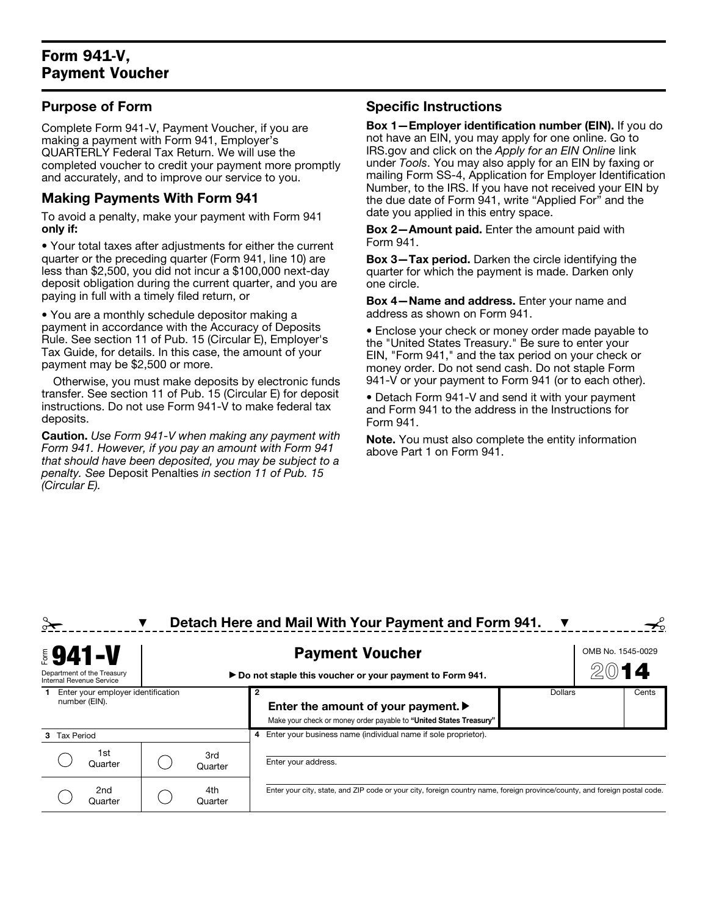## Form 941-V, Payment Voucher

### Purpose of Form

Complete Form 941-V, Payment Voucher, if you are making a payment with Form 941, Employer's QUARTERLY Federal Tax Return. We will use the completed voucher to credit your payment more promptly and accurately, and to improve our service to you.

### Making Payments With Form 941

To avoid a penalty, make your payment with Form 941 **only if:**

- Your total taxes after adjustments for either the current quarter or the preceding quarter (Form 941, line 10) are less than $2,500, you did not incur a $100,000 next-day deposit obligation during the current quarter, and you are paying in full with a timely filed return, or
- You are a monthly schedule depositor making a payment in accordance with the Accuracy of Deposits Rule. See section 11 of Pub. 15 (Circular E), Employer's Tax Guide, for details. In this case, the amount of your payment may be $2,500 or more.

Otherwise, you must make deposits by electronic funds transfer. See section 11 of Pub. 15 (Circular E) for deposit instructions. Do not use Form 941-V to make federal tax deposits.

**Caution.** *Use Form 941-V when making any payment with Form 941. However, if you pay an amount with Form 941 that should have been deposited, you may be subject to a penalty. See* Deposit Penalties *in section 11 of Pub. 15 (Circular E).*

### Specific Instructions

**Box 1—Employer identification number (EIN).** If you do not have an EIN, you may apply for one online. Go to IRS.gov and click on the *Apply for an EIN Online* link under *Tools*. You may also apply for an EIN by faxing or mailing Form SS-4, Application for Employer Identification Number, to the IRS. If you have not received your EIN by the due date of Form 941, write "Applied For" and the date you applied in this entry space.

**Box 2—Amount paid.** Enter the amount paid with Form 941.

**Box 3—Tax period.** Darken the circle identifying the quarter for which the payment is made. Darken only one circle.

**Box 4—Name and address.** Enter your name and address as shown on Form 941.

- Enclose your check or money order made payable to the "United States Treasury." Be sure to enter your EIN, "Form 941," and the tax period on your check or money order. Do not send cash. Do not staple Form 941-V or your payment to Form 941 (or to each other).
- Detach Form 941-V and send it with your payment and Form 941 to the address in the Instructions for Form 941.

**Note.** You must also complete the entity information above Part 1 on Form 941.

---

▼ **Detach Here and Mail With Your Payment and Form 941.** ▼

---

**Form 941-V** | Department of the Treasury, Internal Revenue Service

## Payment Voucher

▶ **Do not staple this voucher or your payment to Form 941.**

OMB No. 1545-0029 | **2014**

| 1 Enter your employer identification number (EIN). | 2 **Enter the amount of your payment.** ▶ Make your check or money order payable to **"United States Treasury"** | Dollars | Cents |
|---|---|---|---|

| 3 Tax Period | | 4 Enter your business name (individual name if sole proprietor). |
|---|---|---|
| ◯ 1st Quarter | ◯ 3rd Quarter | Enter your address. |
| ◯ 2nd Quarter | ◯ 4th Quarter | Enter your city, state, and ZIP code or your city, foreign country name, foreign province/county, and foreign postal code. |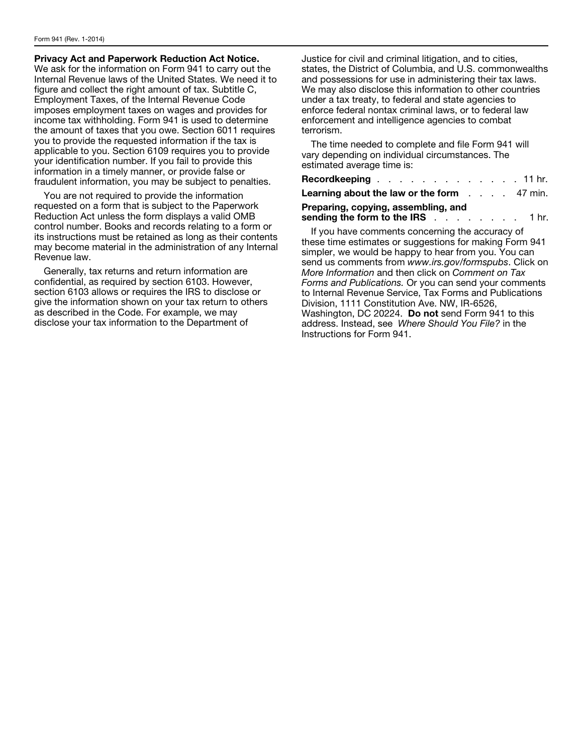**Privacy Act and Paperwork Reduction Act Notice.** We ask for the information on Form 941 to carry out the Internal Revenue laws of the United States. We need it to figure and collect the right amount of tax. Subtitle C, Employment Taxes, of the Internal Revenue Code imposes employment taxes on wages and provides for income tax withholding. Form 941 is used to determine the amount of taxes that you owe. Section 6011 requires you to provide the requested information if the tax is applicable to you. Section 6109 requires you to provide your identification number. If you fail to provide this information in a timely manner, or provide false or fraudulent information, you may be subject to penalties.

You are not required to provide the information requested on a form that is subject to the Paperwork Reduction Act unless the form displays a valid OMB control number. Books and records relating to a form or its instructions must be retained as long as their contents may become material in the administration of any Internal Revenue law.

Generally, tax returns and return information are confidential, as required by section 6103. However, section 6103 allows or requires the IRS to disclose or give the information shown on your tax return to others as described in the Code. For example, we may disclose your tax information to the Department of Justice for civil and criminal litigation, and to cities, states, the District of Columbia, and U.S. commonwealths and possessions for use in administering their tax laws. We may also disclose this information to other countries under a tax treaty, to federal and state agencies to enforce federal nontax criminal laws, or to federal law enforcement and intelligence agencies to combat terrorism.

The time needed to complete and file Form 941 will vary depending on individual circumstances. The estimated average time is:

**Recordkeeping** . . . . . . . . . . . . . . 11 hr.

**Learning about the law or the form** . . . . 47 min.

**Preparing, copying, assembling, and sending the form to the IRS** . . . . . . . . . 1 hr.

If you have comments concerning the accuracy of these time estimates or suggestions for making Form 941 simpler, we would be happy to hear from you. You can send us comments from *www.irs.gov/formspubs*. Click on *More Information* and then click on *Comment on Tax Forms and Publications.* Or you can send your comments to Internal Revenue Service, Tax Forms and Publications Division, 1111 Constitution Ave. NW, IR-6526, Washington, DC 20224. **Do not** send Form 941 to this address. Instead, see *Where Should You File?* in the Instructions for Form 941.